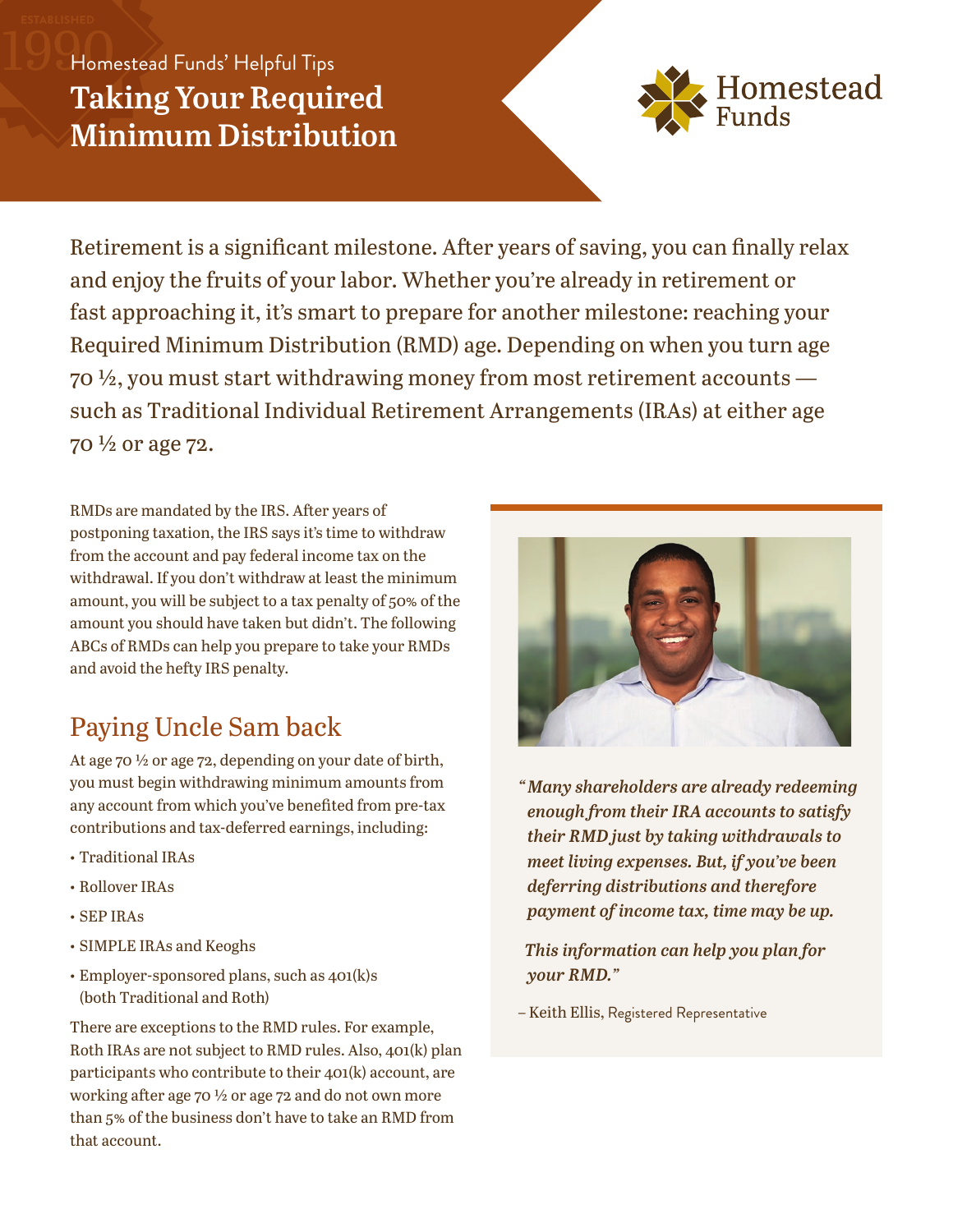Homestead Funds' Helpful Tips

# Taking Your Required Minimum Distribution

Retirement is a significant milestone. After years of saving, you can finally relax and enjoy the fruits of your labor. Whether you're already in retirement or fast approaching it, it's smart to prepare for another milestone: reaching your Required Minimum Distribution (RMD) age. Depending on when you turn age 70 ½, you must start withdrawing money from most retirement accounts — such as Traditional Individual Retirement Arrangements (IRAs) at either age 70 ½ or age 72.

RMDs are mandated by the IRS. After years of postponing taxation, the IRS says it's time to withdraw from the account and pay federal income tax on the withdrawal. If you don't withdraw at least the minimum amount, you will be subject to a tax penalty of 50% of the amount you should have taken but didn't. The following ABCs of RMDs can help you prepare to take your RMDs and avoid the hefty IRS penalty.

## Paying Uncle Sam back

At age 70 ½ or age 72, depending on your date of birth, you must begin withdrawing minimum amounts from any account from which you've benefited from pre-tax contributions and tax-deferred earnings, including:

- Traditional IRAs
- Rollover IRAs
- SEP IRAs
- SIMPLE IRAs and Keoghs
- Employer-sponsored plans, such as 401(k)s (both Traditional and Roth)

There are exceptions to the RMD rules. For example, Roth IRAs are not subject to RMD rules. Also, 401(k) plan participants who contribute to their 401(k) account, are working after age 70 ½ or age 72 and do not own more than 5% of the business don't have to take an RMD from that account.

*"Many shareholders are already redeeming enough from their IRA accounts to satisfy their RMD just by taking withdrawals to meet living expenses. But, if you've been deferring distributions and therefore payment of income tax, time may be up.*

*This information can help you plan for your RMD."*

– Keith Ellis, Registered Representative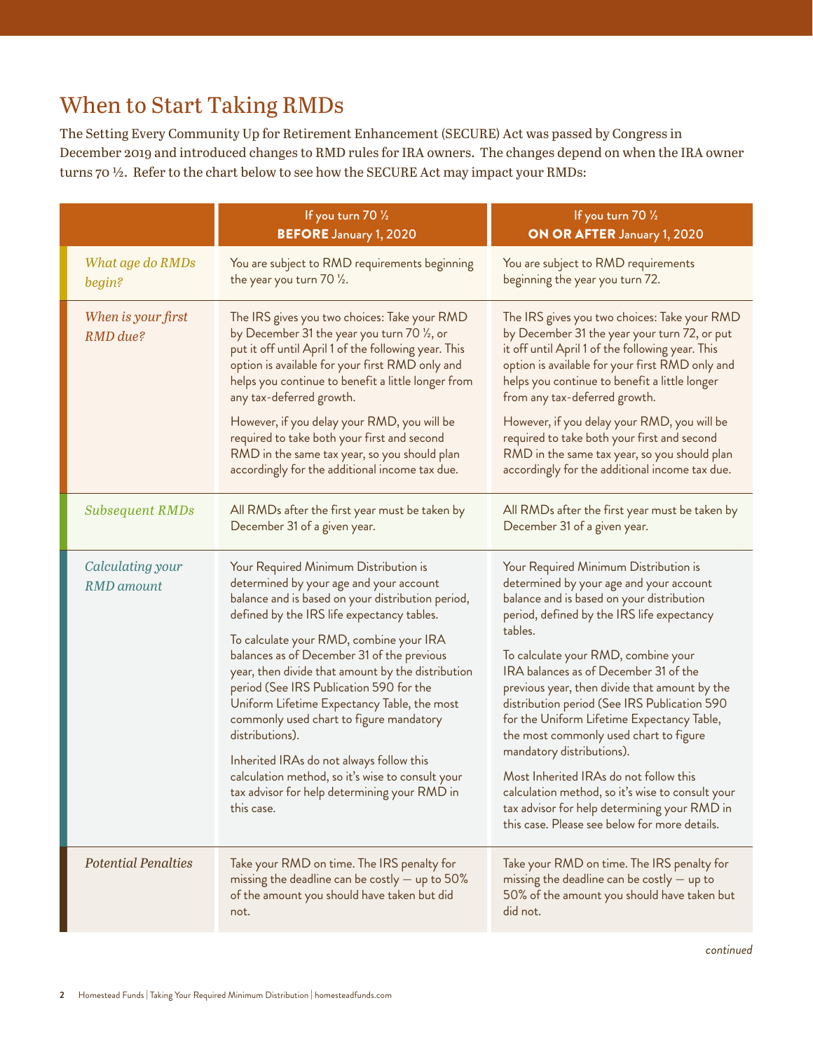## When to Start Taking RMDs

The Setting Every Community Up for Retirement Enhancement (SECURE) Act was passed by Congress in December 2019 and introduced changes to RMD rules for IRA owners. The changes depend on when the IRA owner turns 70 ½. Refer to the chart below to see how the SECURE Act may impact your RMDs:

| | If you turn 70 ½ **BEFORE** January 1, 2020 | If you turn 70 ½ **ON OR AFTER** January 1, 2020 |
|---|---|---|
| *What age do RMDs begin?* | You are subject to RMD requirements beginning the year you turn 70 ½. | You are subject to RMD requirements beginning the year you turn 72. |
| *When is your first RMD due?* | The IRS gives you two choices: Take your RMD by December 31 the year you turn 70 ½, or put it off until April 1 of the following year. This option is available for your first RMD only and helps you continue to benefit a little longer from any tax-deferred growth.<br><br>However, if you delay your RMD, you will be required to take both your first and second RMD in the same tax year, so you should plan accordingly for the additional income tax due. | The IRS gives you two choices: Take your RMD by December 31 the year your turn 72, or put it off until April 1 of the following year. This option is available for your first RMD only and helps you continue to benefit a little longer from any tax-deferred growth.<br><br>However, if you delay your RMD, you will be required to take both your first and second RMD in the same tax year, so you should plan accordingly for the additional income tax due. |
| *Subsequent RMDs* | All RMDs after the first year must be taken by December 31 of a given year. | All RMDs after the first year must be taken by December 31 of a given year. |
| *Calculating your RMD amount* | Your Required Minimum Distribution is determined by your age and your account balance and is based on your distribution period, defined by the IRS life expectancy tables.<br><br>To calculate your RMD, combine your IRA balances as of December 31 of the previous year, then divide that amount by the distribution period (See IRS Publication 590 for the Uniform Lifetime Expectancy Table, the most commonly used chart to figure mandatory distributions).<br><br>Inherited IRAs do not always follow this calculation method, so it's wise to consult your tax advisor for help determining your RMD in this case. | Your Required Minimum Distribution is determined by your age and your account balance and is based on your distribution period, defined by the IRS life expectancy tables.<br><br>To calculate your RMD, combine your IRA balances as of December 31 of the previous year, then divide that amount by the distribution period (See IRS Publication 590 for the Uniform Lifetime Expectancy Table, the most commonly used chart to figure mandatory distributions).<br><br>Most Inherited IRAs do not follow this calculation method, so it's wise to consult your tax advisor for help determining your RMD in this case. Please see below for more details. |
| *Potential Penalties* | Take your RMD on time. The IRS penalty for missing the deadline can be costly — up to 50% of the amount you should have taken but did not. | Take your RMD on time. The IRS penalty for missing the deadline can be costly — up to 50% of the amount you should have taken but did not. |

*continued*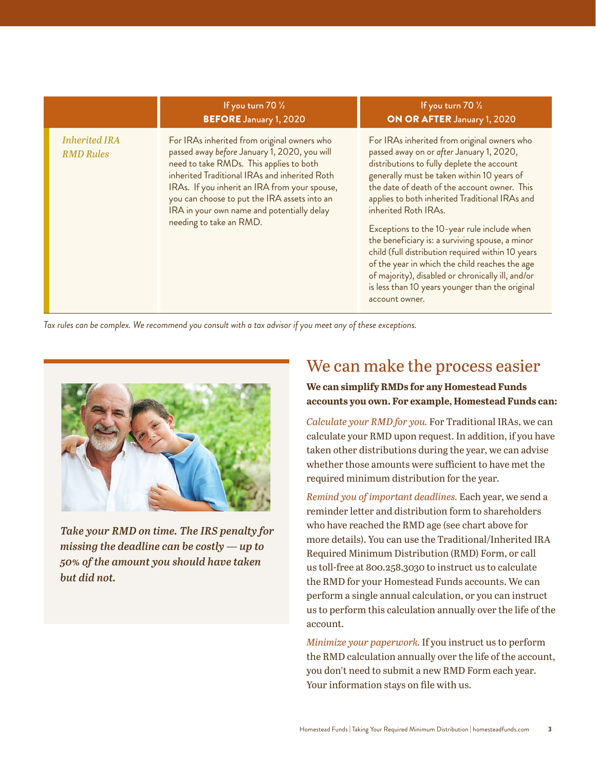| | If you turn 70 ½ **BEFORE** January 1, 2020 | If you turn 70 ½ **ON OR AFTER** January 1, 2020 |
|---|---|---|
| *Inherited IRA RMD Rules* | For IRAs inherited from original owners who passed away *before* January 1, 2020, you will need to take RMDs. This applies to both inherited Traditional IRAs and inherited Roth IRAs. If you inherit an IRA from your spouse, you can choose to put the IRA assets into an IRA in your own name and potentially delay needing to take an RMD. | For IRAs inherited from original owners who passed away on or *after* January 1, 2020, distributions to fully deplete the account generally must be taken within 10 years of the date of death of the account owner. This applies to both inherited Traditional IRAs and inherited Roth IRAs.<br><br>Exceptions to the 10-year rule include when the beneficiary is: a surviving spouse, a minor child (full distribution required within 10 years of the year in which the child reaches the age of majority), disabled or chronically ill, and/or is less than 10 years younger than the original account owner. |

*Tax rules can be complex. We recommend you consult with a tax advisor if you meet any of these exceptions.*

***Take your RMD on time. The IRS penalty for missing the deadline can be costly — up to 50% of the amount you should have taken but did not.***

## We can make the process easier

**We can simplify RMDs for any Homestead Funds accounts you own. For example, Homestead Funds can:**

*Calculate your RMD for you.* For Traditional IRAs, we can calculate your RMD upon request. In addition, if you have taken other distributions during the year, we can advise whether those amounts were sufficient to have met the required minimum distribution for the year.

*Remind you of important deadlines.* Each year, we send a reminder letter and distribution form to shareholders who have reached the RMD age (see chart above for more details). You can use the Traditional/Inherited IRA Required Minimum Distribution (RMD) Form, or call us toll-free at 800.258.3030 to instruct us to calculate the RMD for your Homestead Funds accounts. We can perform a single annual calculation, or you can instruct us to perform this calculation annually over the life of the account.

*Minimize your paperwork.* If you instruct us to perform the RMD calculation annually over the life of the account, you don't need to submit a new RMD Form each year. Your information stays on file with us.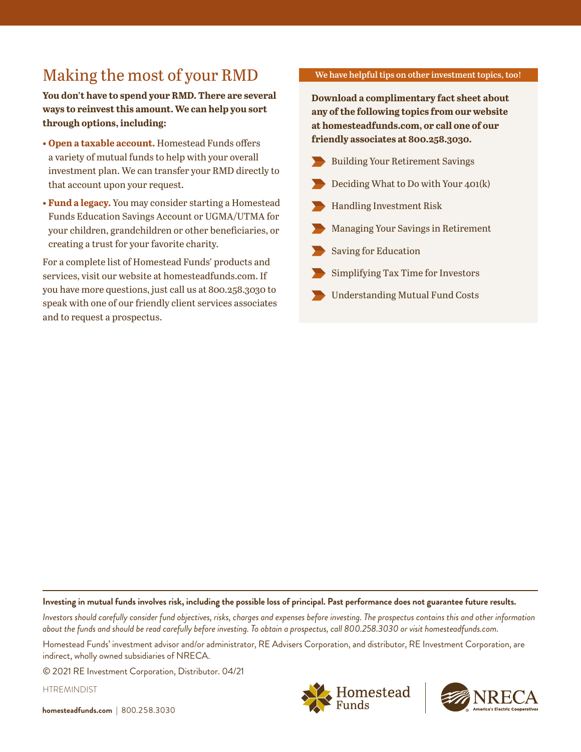## Making the most of your RMD

**You don't have to spend your RMD. There are several ways to reinvest this amount. We can help you sort through options, including:**

- **Open a taxable account.** Homestead Funds offers a variety of mutual funds to help with your overall investment plan. We can transfer your RMD directly to that account upon your request.
- **Fund a legacy.** You may consider starting a Homestead Funds Education Savings Account or UGMA/UTMA for your children, grandchildren or other beneficiaries, or creating a trust for your favorite charity.

For a complete list of Homestead Funds' products and services, visit our website at homesteadfunds.com. If you have more questions, just call us at 800.258.3030 to speak with one of our friendly client services associates and to request a prospectus.

**We have helpful tips on other investment topics, too!**

**Download a complimentary fact sheet about any of the following topics from our website at homesteadfunds.com, or call one of our friendly associates at 800.258.3030.**

- Building Your Retirement Savings
- Deciding What to Do with Your 401(k)
- Handling Investment Risk
- Managing Your Savings in Retirement
- Saving for Education
- Simplifying Tax Time for Investors
- Understanding Mutual Fund Costs

**Investing in mutual funds involves risk, including the possible loss of principal. Past performance does not guarantee future results.**

*Investors should carefully consider fund objectives, risks, charges and expenses before investing. The prospectus contains this and other information about the funds and should be read carefully before investing. To obtain a prospectus, call 800.258.3030 or visit homesteadfunds.com.*

Homestead Funds' investment advisor and/or administrator, RE Advisers Corporation, and distributor, RE Investment Corporation, are indirect, wholly owned subsidiaries of NRECA.

© 2021 RE Investment Corporation, Distributor. 04/21

HTREMINDIST

**homesteadfunds.com** | 800.258.3030

Homestead Funds

NRECA America's Electric Cooperatives